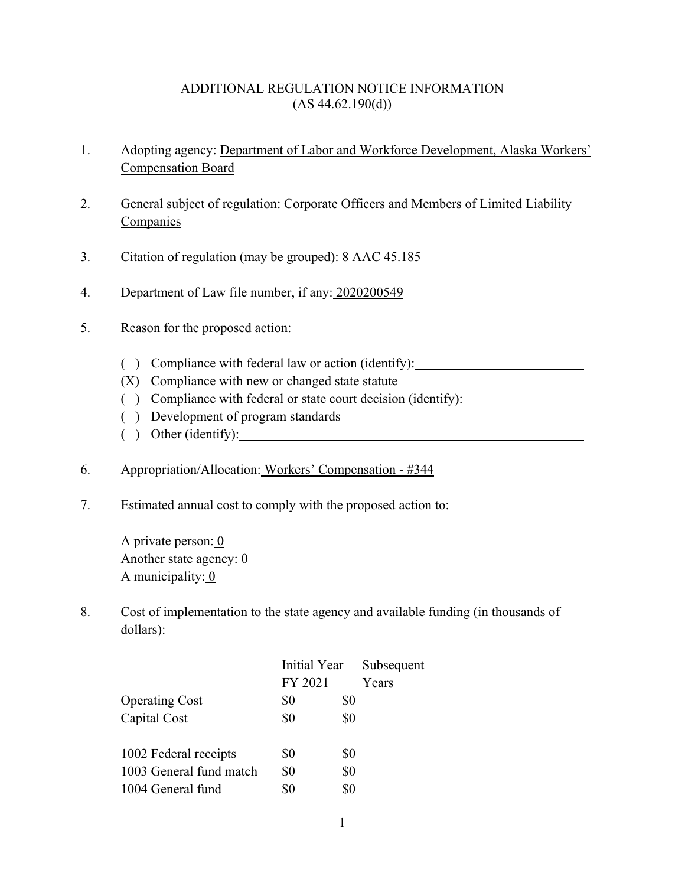# ADDITIONAL REGULATION NOTICE INFORMATION
(AS 44.62.190(d))

1. Adopting agency: Department of Labor and Workforce Development, Alaska Workers' Compensation Board

2. General subject of regulation: Corporate Officers and Members of Limited Liability Companies

3. Citation of regulation (may be grouped): 8 AAC 45.185

4. Department of Law file number, if any: 2020200549

5. Reason for the proposed action:

   ( ) Compliance with federal law or action (identify): ________
   (X) Compliance with new or changed state statute
   ( ) Compliance with federal or state court decision (identify): ________
   ( ) Development of program standards
   ( ) Other (identify): ________

6. Appropriation/Allocation: Workers' Compensation - #344

7. Estimated annual cost to comply with the proposed action to:

   A private person: 0
   Another state agency: 0
   A municipality: 0

8. Cost of implementation to the state agency and available funding (in thousands of dollars):

| | Initial Year FY 2021 | Subsequent Years |
|---|---|---|
| Operating Cost | $0 | $0 |
| Capital Cost | $0 | $0 |
| | | |
| 1002 Federal receipts | $0 | $0 |
| 1003 General fund match | $0 | $0 |
| 1004 General fund | $0 | $0 |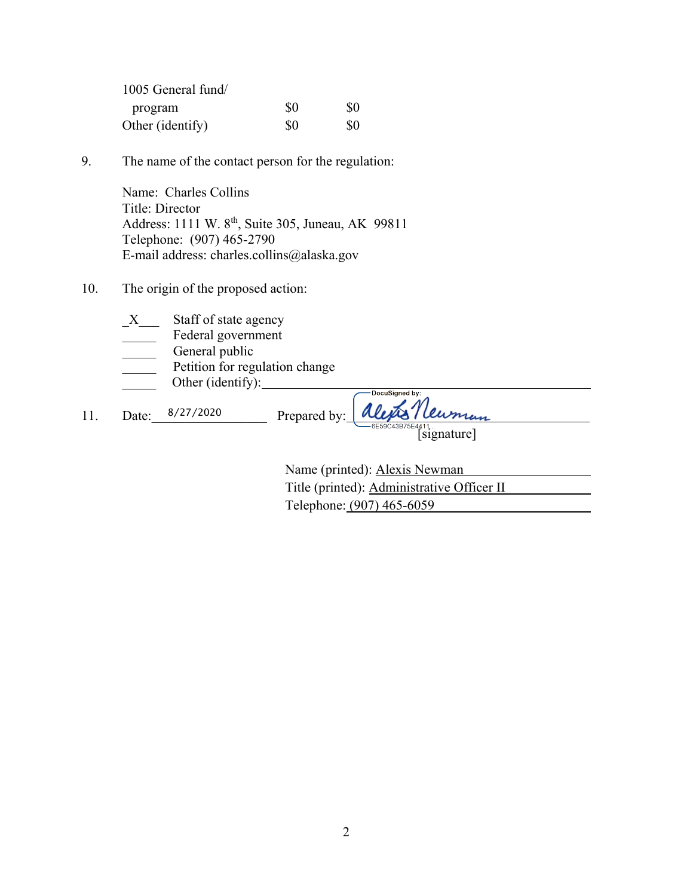| | | |
|---|---|---|
| 1005 General fund/ program | $0 | $0 |
| Other (identify) | $0 | $0 |

9. The name of the contact person for the regulation:

   Name: Charles Collins
   Title: Director
   Address: 1111 W. 8th, Suite 305, Juneau, AK 99811
   Telephone: (907) 465-2790
   E-mail address: charles.collins@alaska.gov

10. The origin of the proposed action:

    _X___ Staff of state agency
    _____ Federal government
    _____ General public
    _____ Petition for regulation change
    _____ Other (identify):_______________

11. Date: 8/27/2020 Prepared by: [DocuSigned by: Alexis Newman, 6E59C43B75E4411]
    [signature]

    Name (printed): Alexis Newman
    Title (printed): Administrative Officer II
    Telephone: (907) 465-6059